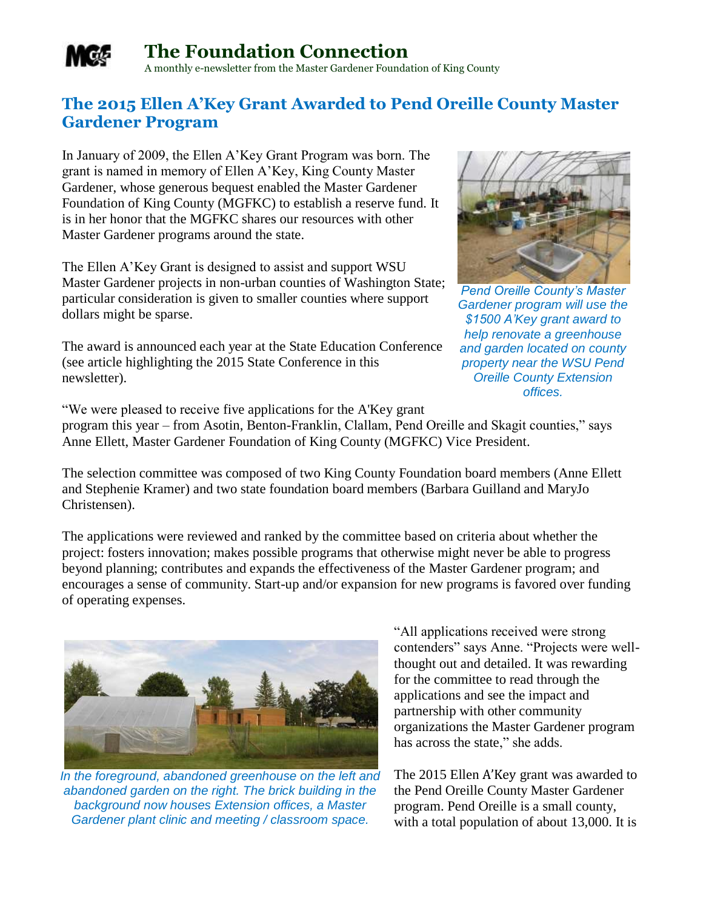# The Foundation Connection

A monthly e-newsletter from the Master Gardener Foundation of King County

## The 2015 Ellen A'Key Grant Awarded to Pend Oreille County Master Gardener Program

In January of 2009, the Ellen A'Key Grant Program was born. The grant is named in memory of Ellen A'Key, King County Master Gardener, whose generous bequest enabled the Master Gardener Foundation of King County (MGFKC) to establish a reserve fund. It is in her honor that the MGFKC shares our resources with other Master Gardener programs around the state.

The Ellen A'Key Grant is designed to assist and support WSU Master Gardener projects in non-urban counties of Washington State; particular consideration is given to smaller counties where support dollars might be sparse.

The award is announced each year at the State Education Conference (see article highlighting the 2015 State Conference in this newsletter).

*Pend Oreille County's Master Gardener program will use the $1500 A'Key grant award to help renovate a greenhouse and garden located on county property near the WSU Pend Oreille County Extension offices.*

"We were pleased to receive five applications for the A'Key grant program this year – from Asotin, Benton-Franklin, Clallam, Pend Oreille and Skagit counties," says Anne Ellett, Master Gardener Foundation of King County (MGFKC) Vice President.

The selection committee was composed of two King County Foundation board members (Anne Ellett and Stephenie Kramer) and two state foundation board members (Barbara Guilland and MaryJo Christensen).

The applications were reviewed and ranked by the committee based on criteria about whether the project: fosters innovation; makes possible programs that otherwise might never be able to progress beyond planning; contributes and expands the effectiveness of the Master Gardener program; and encourages a sense of community. Start-up and/or expansion for new programs is favored over funding of operating expenses.

*In the foreground, abandoned greenhouse on the left and abandoned garden on the right. The brick building in the background now houses Extension offices, a Master Gardener plant clinic and meeting / classroom space.*

"All applications received were strong contenders" says Anne. "Projects were well-thought out and detailed. It was rewarding for the committee to read through the applications and see the impact and partnership with other community organizations the Master Gardener program has across the state," she adds.

The 2015 Ellen A'Key grant was awarded to the Pend Oreille County Master Gardener program. Pend Oreille is a small county, with a total population of about 13,000. It is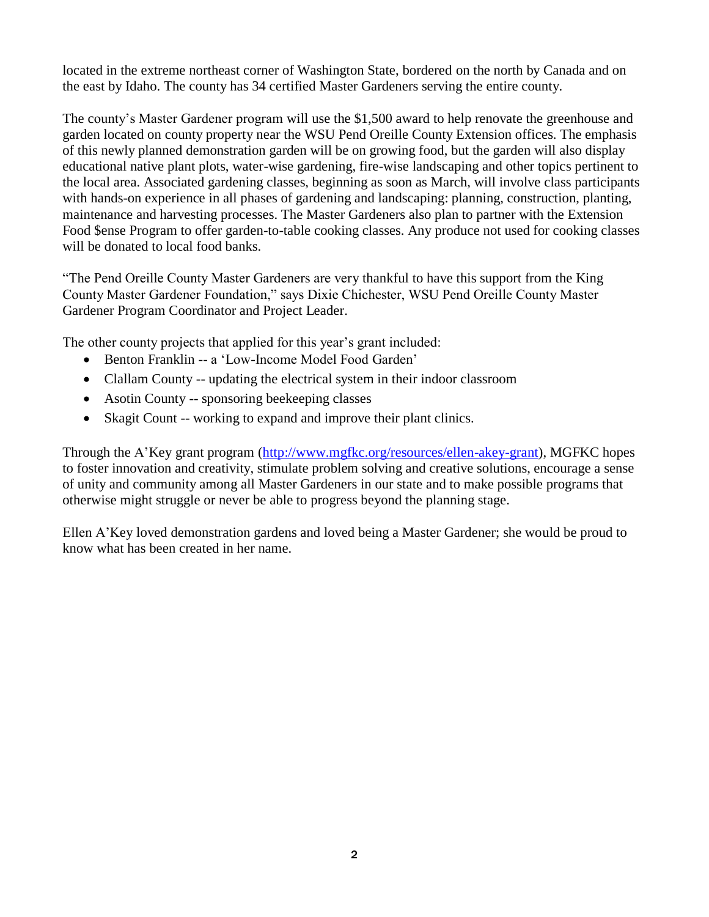located in the extreme northeast corner of Washington State, bordered on the north by Canada and on the east by Idaho. The county has 34 certified Master Gardeners serving the entire county.

The county's Master Gardener program will use the $1,500 award to help renovate the greenhouse and garden located on county property near the WSU Pend Oreille County Extension offices. The emphasis of this newly planned demonstration garden will be on growing food, but the garden will also display educational native plant plots, water-wise gardening, fire-wise landscaping and other topics pertinent to the local area. Associated gardening classes, beginning as soon as March, will involve class participants with hands-on experience in all phases of gardening and landscaping: planning, construction, planting, maintenance and harvesting processes. The Master Gardeners also plan to partner with the Extension Food $ense Program to offer garden-to-table cooking classes. Any produce not used for cooking classes will be donated to local food banks.

"The Pend Oreille County Master Gardeners are very thankful to have this support from the King County Master Gardener Foundation," says Dixie Chichester, WSU Pend Oreille County Master Gardener Program Coordinator and Project Leader.

The other county projects that applied for this year's grant included:

- Benton Franklin -- a 'Low-Income Model Food Garden'
- Clallam County -- updating the electrical system in their indoor classroom
- Asotin County -- sponsoring beekeeping classes
- Skagit Count -- working to expand and improve their plant clinics.

Through the A'Key grant program (http://www.mgfkc.org/resources/ellen-akey-grant), MGFKC hopes to foster innovation and creativity, stimulate problem solving and creative solutions, encourage a sense of unity and community among all Master Gardeners in our state and to make possible programs that otherwise might struggle or never be able to progress beyond the planning stage.

Ellen A'Key loved demonstration gardens and loved being a Master Gardener; she would be proud to know what has been created in her name.